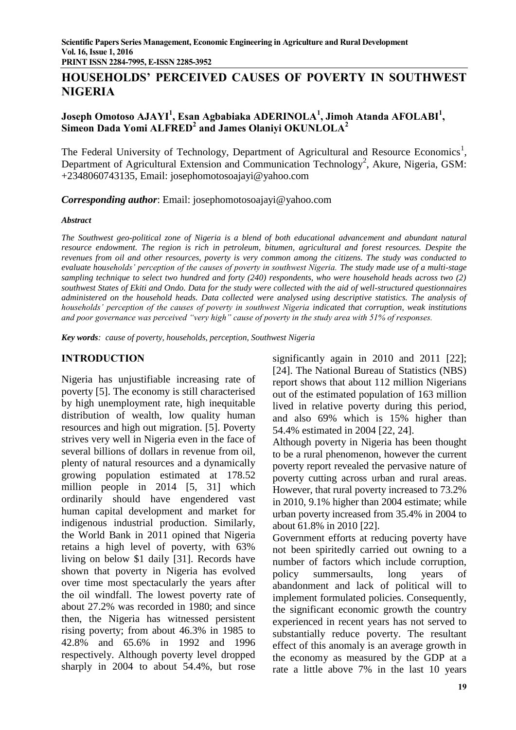# HOUSEHOLDS' PERCEIVED CAUSES OF POVERTY IN SOUTHWEST NIGERIA

**Joseph Omotoso AJAYI[1], Esan Agbabiaka ADERINOLA[1], Jimoh Atanda AFOLABI[1], Simeon Dada Yomi ALFRED[2] and James Olaniyi OKUNLOLA[2]**

The Federal University of Technology, Department of Agricultural and Resource Economics[1], Department of Agricultural Extension and Communication Technology[2], Akure, Nigeria, GSM: +2348060743135, Email: josephomotosoajayi@yahoo.com

***Corresponding author***: Email: josephomotosoajayi@yahoo.com

***Abstract***

*The Southwest geo-political zone of Nigeria is a blend of both educational advancement and abundant natural resource endowment. The region is rich in petroleum, bitumen, agricultural and forest resources. Despite the revenues from oil and other resources, poverty is very common among the citizens. The study was conducted to evaluate households' perception of the causes of poverty in southwest Nigeria. The study made use of a multi-stage sampling technique to select two hundred and forty (240) respondents, who were household heads across two (2) southwest States of Ekiti and Ondo. Data for the study were collected with the aid of well-structured questionnaires administered on the household heads. Data collected were analysed using descriptive statistics. The analysis of households' perception of the causes of poverty in southwest Nigeria indicated that corruption, weak institutions and poor governance was perceived "very high" cause of poverty in the study area with 51% of responses.*

***Key words****: cause of poverty, households, perception, Southwest Nigeria*

## INTRODUCTION

Nigeria has unjustifiable increasing rate of poverty [5]. The economy is still characterised by high unemployment rate, high inequitable distribution of wealth, low quality human resources and high out migration. [5]. Poverty strives very well in Nigeria even in the face of several billions of dollars in revenue from oil, plenty of natural resources and a dynamically growing population estimated at 178.52 million people in 2014 [5, 31] which ordinarily should have engendered vast human capital development and market for indigenous industrial production. Similarly, the World Bank in 2011 opined that Nigeria retains a high level of poverty, with 63% living on below $1 daily [31]. Records have shown that poverty in Nigeria has evolved over time most spectacularly the years after the oil windfall. The lowest poverty rate of about 27.2% was recorded in 1980; and since then, the Nigeria has witnessed persistent rising poverty; from about 46.3% in 1985 to 42.8% and 65.6% in 1992 and 1996 respectively. Although poverty level dropped sharply in 2004 to about 54.4%, but rose significantly again in 2010 and 2011 [22]; [24]. The National Bureau of Statistics (NBS) report shows that about 112 million Nigerians out of the estimated population of 163 million lived in relative poverty during this period, and also 69% which is 15% higher than 54.4% estimated in 2004 [22, 24].

Although poverty in Nigeria has been thought to be a rural phenomenon, however the current poverty report revealed the pervasive nature of poverty cutting across urban and rural areas. However, that rural poverty increased to 73.2% in 2010, 9.1% higher than 2004 estimate; while urban poverty increased from 35.4% in 2004 to about 61.8% in 2010 [22].

Government efforts at reducing poverty have not been spiritedly carried out owning to a number of factors which include corruption, policy summersaults, long years of abandonment and lack of political will to implement formulated policies. Consequently, the significant economic growth the country experienced in recent years has not served to substantially reduce poverty. The resultant effect of this anomaly is an average growth in the economy as measured by the GDP at a rate a little above 7% in the last 10 years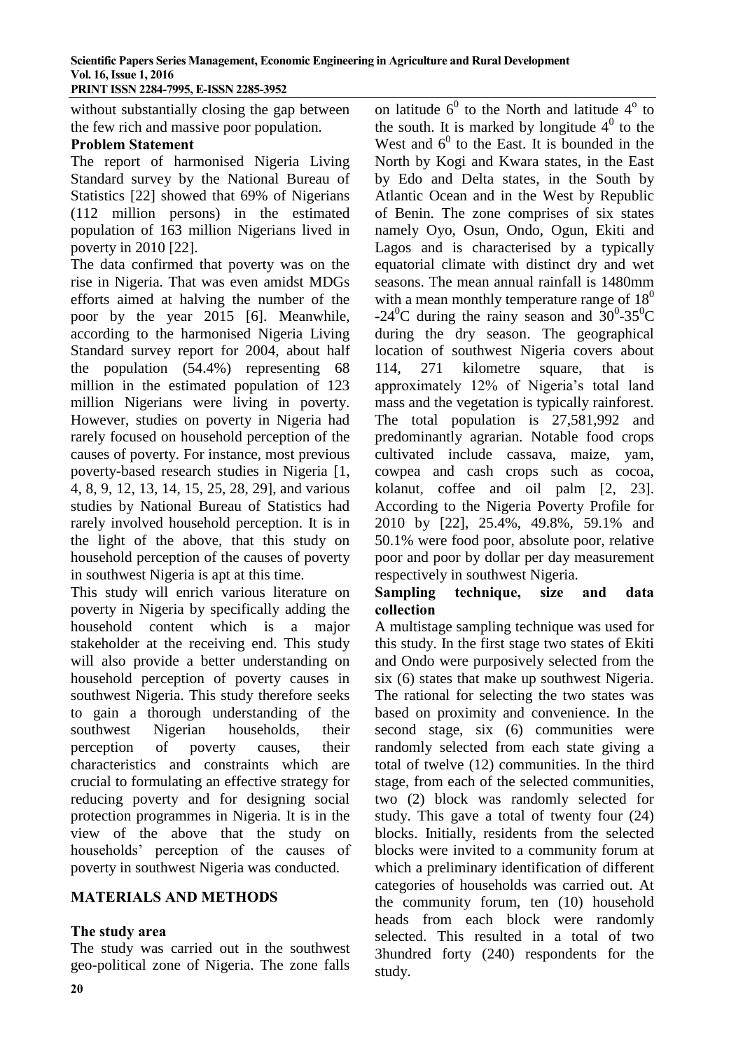without substantially closing the gap between the few rich and massive poor population.

**Problem Statement**

The report of harmonised Nigeria Living Standard survey by the National Bureau of Statistics [22] showed that 69% of Nigerians (112 million persons) in the estimated population of 163 million Nigerians lived in poverty in 2010 [22].

The data confirmed that poverty was on the rise in Nigeria. That was even amidst MDGs efforts aimed at halving the number of the poor by the year 2015 [6]. Meanwhile, according to the harmonised Nigeria Living Standard survey report for 2004, about half the population (54.4%) representing 68 million in the estimated population of 123 million Nigerians were living in poverty. However, studies on poverty in Nigeria had rarely focused on household perception of the causes of poverty. For instance, most previous poverty-based research studies in Nigeria [1, 4, 8, 9, 12, 13, 14, 15, 25, 28, 29], and various studies by National Bureau of Statistics had rarely involved household perception. It is in the light of the above, that this study on household perception of the causes of poverty in southwest Nigeria is apt at this time.

This study will enrich various literature on poverty in Nigeria by specifically adding the household content which is a major stakeholder at the receiving end. This study will also provide a better understanding on household perception of poverty causes in southwest Nigeria. This study therefore seeks to gain a thorough understanding of the southwest Nigerian households, their perception of poverty causes, their characteristics and constraints which are crucial to formulating an effective strategy for reducing poverty and for designing social protection programmes in Nigeria. It is in the view of the above that the study on households' perception of the causes of poverty in southwest Nigeria was conducted.

## MATERIALS AND METHODS

**The study area**

The study was carried out in the southwest geo-political zone of Nigeria. The zone falls on latitude $6^0$ to the North and latitude $4^o$ to the south. It is marked by longitude $4^0$ to the West and $6^0$ to the East. It is bounded in the North by Kogi and Kwara states, in the East by Edo and Delta states, in the South by Atlantic Ocean and in the West by Republic of Benin. The zone comprises of six states namely Oyo, Osun, Ondo, Ogun, Ekiti and Lagos and is characterised by a typically equatorial climate with distinct dry and wet seasons. The mean annual rainfall is 1480mm with a mean monthly temperature range of $18^0$ -$24^0$C during the rainy season and $30^0$-$35^0$C during the dry season. The geographical location of southwest Nigeria covers about 114, 271 kilometre square, that is approximately 12% of Nigeria's total land mass and the vegetation is typically rainforest. The total population is 27,581,992 and predominantly agrarian. Notable food crops cultivated include cassava, maize, yam, cowpea and cash crops such as cocoa, kolanut, coffee and oil palm [2, 23]. According to the Nigeria Poverty Profile for 2010 by [22], 25.4%, 49.8%, 59.1% and 50.1% were food poor, absolute poor, relative poor and poor by dollar per day measurement respectively in southwest Nigeria.

**Sampling technique, size and data collection**

A multistage sampling technique was used for this study. In the first stage two states of Ekiti and Ondo were purposively selected from the six (6) states that make up southwest Nigeria. The rational for selecting the two states was based on proximity and convenience. In the second stage, six (6) communities were randomly selected from each state giving a total of twelve (12) communities. In the third stage, from each of the selected communities, two (2) block was randomly selected for study. This gave a total of twenty four (24) blocks. Initially, residents from the selected blocks were invited to a community forum at which a preliminary identification of different categories of households was carried out. At the community forum, ten (10) household heads from each block were randomly selected. This resulted in a total of two 3hundred forty (240) respondents for the study.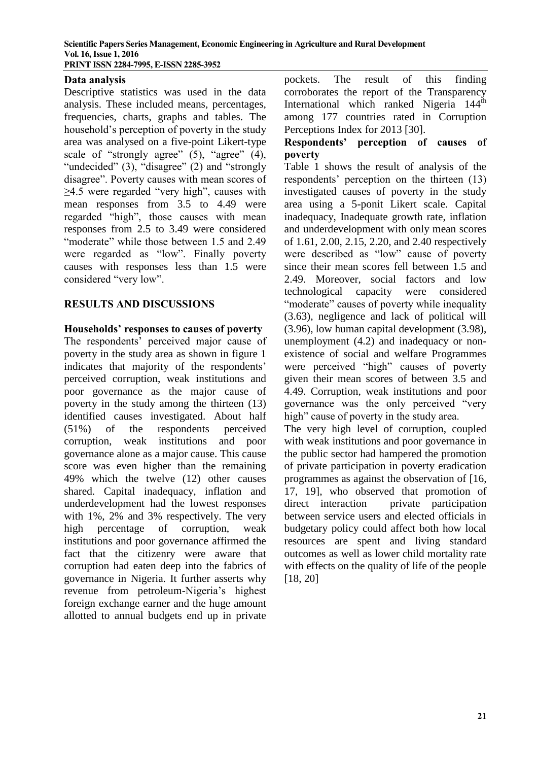**Data analysis**

Descriptive statistics was used in the data analysis. These included means, percentages, frequencies, charts, graphs and tables. The household's perception of poverty in the study area was analysed on a five-point Likert-type scale of "strongly agree" (5), "agree" (4), "undecided" (3), "disagree" (2) and "strongly disagree". Poverty causes with mean scores of ≥4.5 were regarded "very high", causes with mean responses from 3.5 to 4.49 were regarded "high", those causes with mean responses from 2.5 to 3.49 were considered "moderate" while those between 1.5 and 2.49 were regarded as "low". Finally poverty causes with responses less than 1.5 were considered "very low".

## RESULTS AND DISCUSSIONS

**Households' responses to causes of poverty**

The respondents' perceived major cause of poverty in the study area as shown in figure 1 indicates that majority of the respondents' perceived corruption, weak institutions and poor governance as the major cause of poverty in the study among the thirteen (13) identified causes investigated. About half (51%) of the respondents perceived corruption, weak institutions and poor governance alone as a major cause. This cause score was even higher than the remaining 49% which the twelve (12) other causes shared. Capital inadequacy, inflation and underdevelopment had the lowest responses with 1%, 2% and 3% respectively. The very high percentage of corruption, weak institutions and poor governance affirmed the fact that the citizenry were aware that corruption had eaten deep into the fabrics of governance in Nigeria. It further asserts why revenue from petroleum-Nigeria's highest foreign exchange earner and the huge amount allotted to annual budgets end up in private pockets. The result of this finding corroborates the report of the Transparency International which ranked Nigeria 144[th] among 177 countries rated in Corruption Perceptions Index for 2013 [30].

**Respondents' perception of causes of poverty**

Table 1 shows the result of analysis of the respondents' perception on the thirteen (13) investigated causes of poverty in the study area using a 5-ponit Likert scale. Capital inadequacy, Inadequate growth rate, inflation and underdevelopment with only mean scores of 1.61, 2.00, 2.15, 2.20, and 2.40 respectively were described as "low" cause of poverty since their mean scores fell between 1.5 and 2.49. Moreover, social factors and low technological capacity were considered "moderate" causes of poverty while inequality (3.63), negligence and lack of political will (3.96), low human capital development (3.98), unemployment (4.2) and inadequacy or non-existence of social and welfare Programmes were perceived "high" causes of poverty given their mean scores of between 3.5 and 4.49. Corruption, weak institutions and poor governance was the only perceived "very high" cause of poverty in the study area.

The very high level of corruption, coupled with weak institutions and poor governance in the public sector had hampered the promotion of private participation in poverty eradication programmes as against the observation of [16, 17, 19], who observed that promotion of direct interaction private participation between service users and elected officials in budgetary policy could affect both how local resources are spent and living standard outcomes as well as lower child mortality rate with effects on the quality of life of the people [18, 20]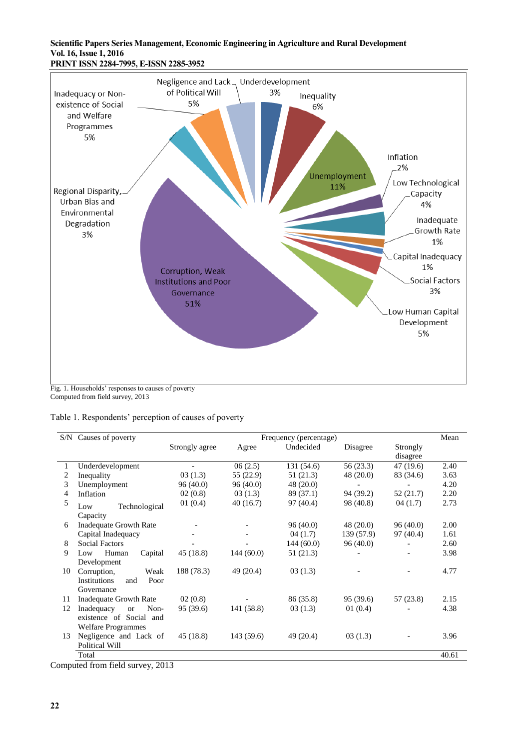Fig. 1. Households' responses to causes of poverty
Computed from field survey, 2013

Table 1. Respondents' perception of causes of poverty

| S/N | Causes of poverty | Frequency (percentage) | | | | | Mean |
|---|---|---|---|---|---|---|---|
| | | Strongly agree | Agree | Undecided | Disagree | Strongly disagree | |
| 1 | Underdevelopment | - | 06 (2.5) | 131 (54.6) | 56 (23.3) | 47 (19.6) | 2.40 |
| 2 | Inequality | 03 (1.3) | 55 (22.9) | 51 (21.3) | 48 (20.0) | 83 (34.6) | 3.63 |
| 3 | Unemployment | 96 (40.0) | 96 (40.0) | 48 (20.0) | - | - | 4.20 |
| 4 | Inflation | 02 (0.8) | 03 (1.3) | 89 (37.1) | 94 (39.2) | 52 (21.7) | 2.20 |
| 5 | Low Technological Capacity | 01 (0.4) | 40 (16.7) | 97 (40.4) | 98 (40.8) | 04 (1.7) | 2.73 |
| 6 | Inadequate Growth Rate | - | - | 96 (40.0) | 48 (20.0) | 96 (40.0) | 2.00 |
| | Capital Inadequacy | - | - | 04 (1.7) | 139 (57.9) | 97 (40.4) | 1.61 |
| 8 | Social Factors | - | - | 144 (60.0) | 96 (40.0) | - | 2.60 |
| 9 | Low Human Capital Development | 45 (18.8) | 144 (60.0) | 51 (21.3) | - | - | 3.98 |
| 10 | Corruption, Weak Institutions and Poor Governance | 188 (78.3) | 49 (20.4) | 03 (1.3) | - | - | 4.77 |
| 11 | Inadequate Growth Rate | 02 (0.8) | - | 86 (35.8) | 95 (39.6) | 57 (23.8) | 2.15 |
| 12 | Inadequacy or Non-existence of Social and Welfare Programmes | 95 (39.6) | 141 (58.8) | 03 (1.3) | 01 (0.4) | - | 4.38 |
| 13 | Negligence and Lack of Political Will | 45 (18.8) | 143 (59.6) | 49 (20.4) | 03 (1.3) | - | 3.96 |
| | Total | | | | | | 40.61 |

Computed from field survey, 2013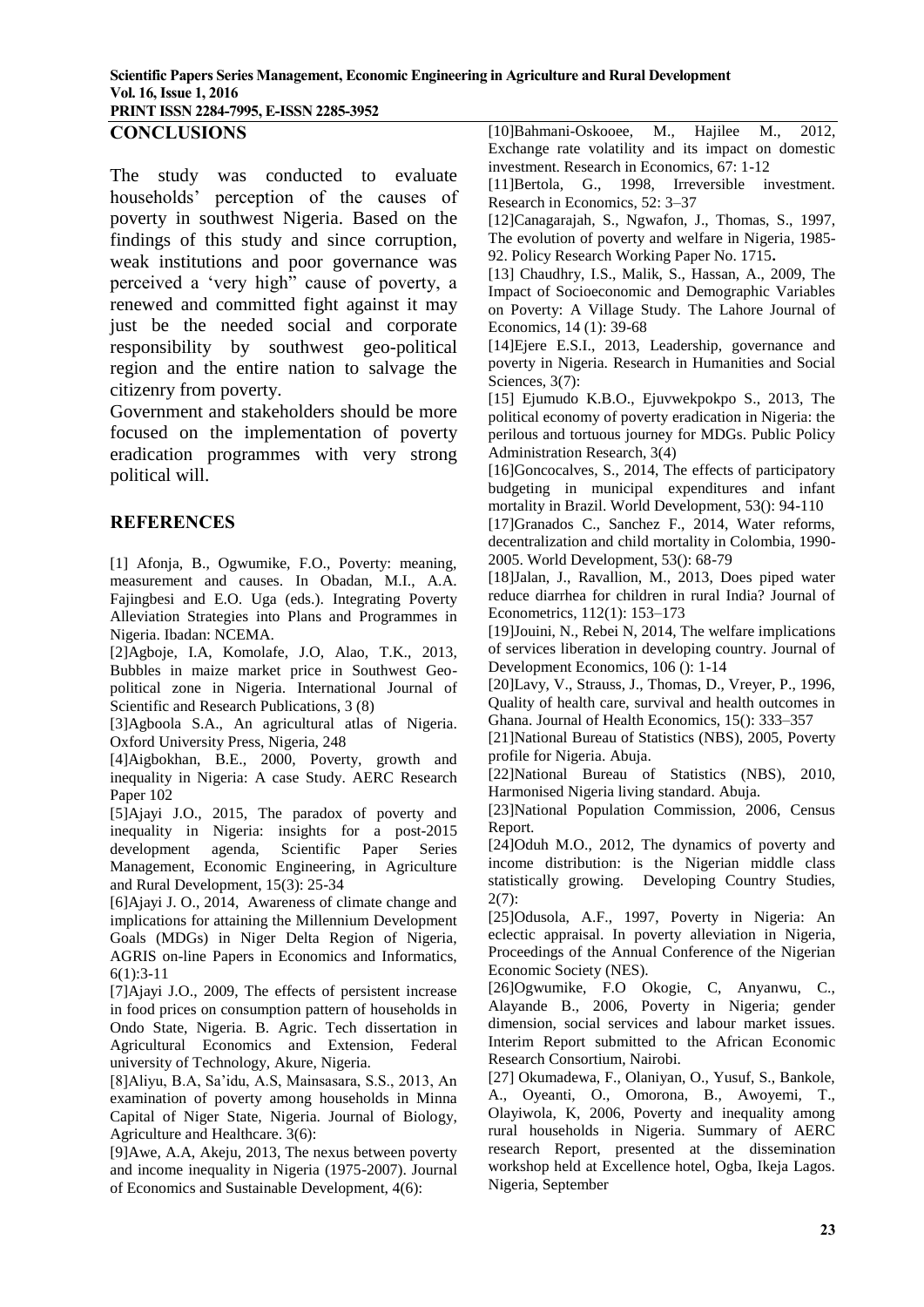## CONCLUSIONS

The study was conducted to evaluate households' perception of the causes of poverty in southwest Nigeria. Based on the findings of this study and since corruption, weak institutions and poor governance was perceived a 'very high" cause of poverty, a renewed and committed fight against it may just be the needed social and corporate responsibility by southwest geo-political region and the entire nation to salvage the citizenry from poverty.

Government and stakeholders should be more focused on the implementation of poverty eradication programmes with very strong political will.

## REFERENCES

[1] Afonja, B., Ogwumike, F.O., Poverty: meaning, measurement and causes. In Obadan, M.I., A.A. Fajingbesi and E.O. Uga (eds.). Integrating Poverty Alleviation Strategies into Plans and Programmes in Nigeria. Ibadan: NCEMA.

[2]Agboje, I.A, Komolafe, J.O, Alao, T.K., 2013, Bubbles in maize market price in Southwest Geo-political zone in Nigeria. International Journal of Scientific and Research Publications, 3 (8)

[3]Agboola S.A., An agricultural atlas of Nigeria. Oxford University Press, Nigeria, 248

[4]Aigbokhan, B.E., 2000, Poverty, growth and inequality in Nigeria: A case Study. AERC Research Paper 102

[5]Ajayi J.O., 2015, The paradox of poverty and inequality in Nigeria: insights for a post-2015 development agenda, Scientific Paper Series Management, Economic Engineering, in Agriculture and Rural Development, 15(3): 25-34

[6]Ajayi J. O., 2014, Awareness of climate change and implications for attaining the Millennium Development Goals (MDGs) in Niger Delta Region of Nigeria, AGRIS on-line Papers in Economics and Informatics, 6(1):3-11

[7]Ajayi J.O., 2009, The effects of persistent increase in food prices on consumption pattern of households in Ondo State, Nigeria. B. Agric. Tech dissertation in Agricultural Economics and Extension, Federal university of Technology, Akure, Nigeria.

[8]Aliyu, B.A, Sa'idu, A.S, Mainsasara, S.S., 2013, An examination of poverty among households in Minna Capital of Niger State, Nigeria. Journal of Biology, Agriculture and Healthcare. 3(6):

[9]Awe, A.A, Akeju, 2013, The nexus between poverty and income inequality in Nigeria (1975-2007). Journal of Economics and Sustainable Development, 4(6):

[10]Bahmani-Oskooee, M., Hajilee M., 2012, Exchange rate volatility and its impact on domestic investment. Research in Economics, 67: 1-12

[11]Bertola, G., 1998, Irreversible investment. Research in Economics, 52: 3–37

[12]Canagarajah, S., Ngwafon, J., Thomas, S., 1997, The evolution of poverty and welfare in Nigeria, 1985-92. Policy Research Working Paper No. 1715.

[13] Chaudhry, I.S., Malik, S., Hassan, A., 2009, The Impact of Socioeconomic and Demographic Variables on Poverty: A Village Study. The Lahore Journal of Economics, 14 (1): 39-68

[14]Ejere E.S.I., 2013, Leadership, governance and poverty in Nigeria. Research in Humanities and Social Sciences, 3(7):

[15] Ejumudo K.B.O., Ejuvwekpokpo S., 2013, The political economy of poverty eradication in Nigeria: the perilous and tortuous journey for MDGs. Public Policy Administration Research, 3(4)

[16]Goncocalves, S., 2014, The effects of participatory budgeting in municipal expenditures and infant mortality in Brazil. World Development, 53(): 94-110

[17]Granados C., Sanchez F., 2014, Water reforms, decentralization and child mortality in Colombia, 1990-2005. World Development, 53(): 68-79

[18]Jalan, J., Ravallion, M., 2013, Does piped water reduce diarrhea for children in rural India? Journal of Econometrics, 112(1): 153–173

[19]Jouini, N., Rebei N, 2014, The welfare implications of services liberation in developing country. Journal of Development Economics, 106 (): 1-14

[20]Lavy, V., Strauss, J., Thomas, D., Vreyer, P., 1996, Quality of health care, survival and health outcomes in Ghana. Journal of Health Economics, 15(): 333–357

[21]National Bureau of Statistics (NBS), 2005, Poverty profile for Nigeria. Abuja.

[22]National Bureau of Statistics (NBS), 2010, Harmonised Nigeria living standard. Abuja.

[23]National Population Commission, 2006, Census Report.

[24]Oduh M.O., 2012, The dynamics of poverty and income distribution: is the Nigerian middle class statistically growing. Developing Country Studies, 2(7):

[25]Odusola, A.F., 1997, Poverty in Nigeria: An eclectic appraisal. In poverty alleviation in Nigeria, Proceedings of the Annual Conference of the Nigerian Economic Society (NES).

[26]Ogwumike, F.O Okogie, C, Anyanwu, C., Alayande B., 2006, Poverty in Nigeria; gender dimension, social services and labour market issues. Interim Report submitted to the African Economic Research Consortium, Nairobi.

[27] Okumadewa, F., Olaniyan, O., Yusuf, S., Bankole, A., Oyeanti, O., Omorona, B., Awoyemi, T., Olayiwola, K, 2006, Poverty and inequality among rural households in Nigeria. Summary of AERC research Report, presented at the dissemination workshop held at Excellence hotel, Ogba, Ikeja Lagos. Nigeria, September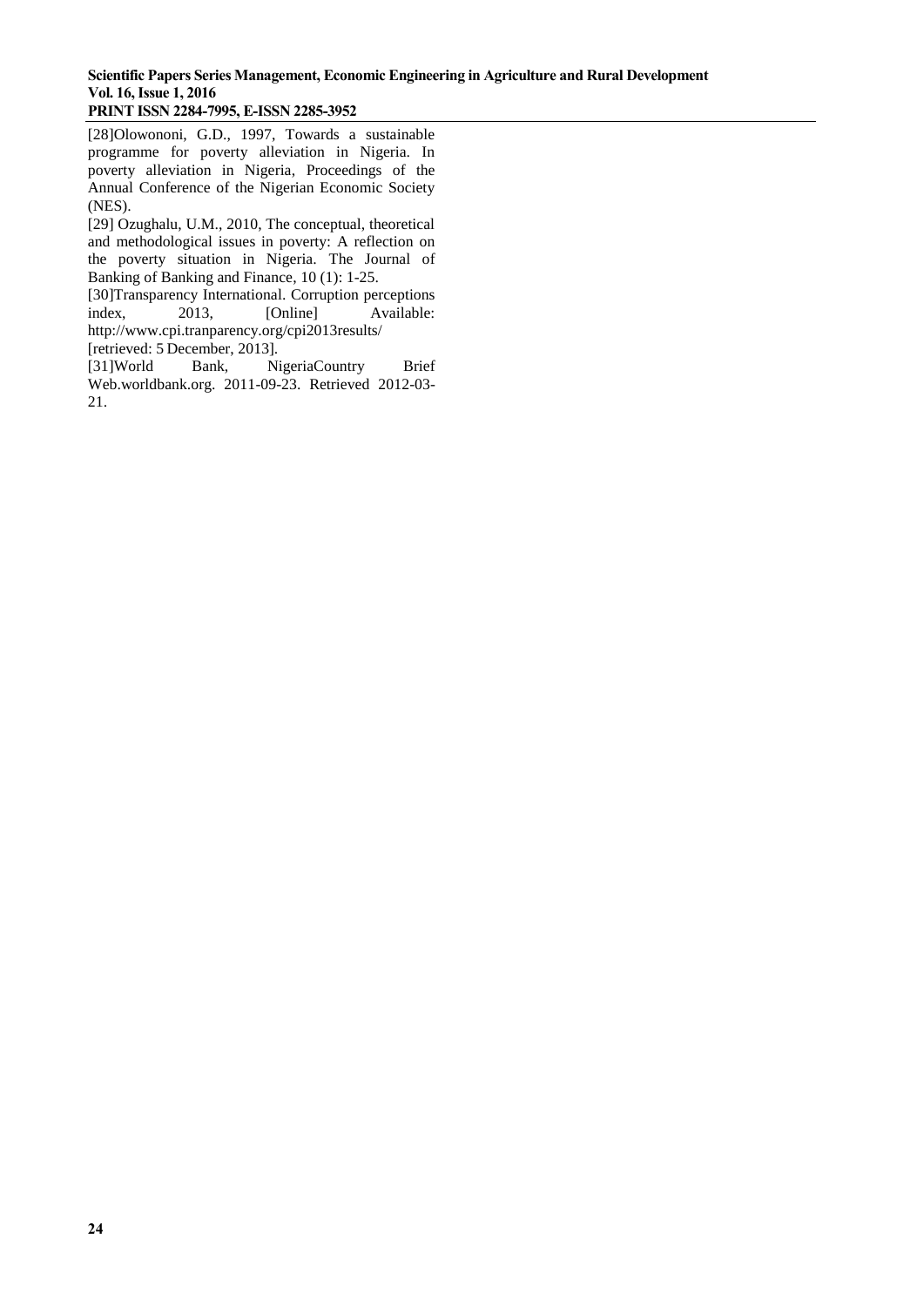[28]Olowononi, G.D., 1997, Towards a sustainable programme for poverty alleviation in Nigeria. In poverty alleviation in Nigeria, Proceedings of the Annual Conference of the Nigerian Economic Society (NES).

[29] Ozughalu, U.M., 2010, The conceptual, theoretical and methodological issues in poverty: A reflection on the poverty situation in Nigeria. The Journal of Banking of Banking and Finance, 10 (1): 1-25.

[30]Transparency International. Corruption perceptions index, 2013, [Online] Available: http://www.cpi.tranparency.org/cpi2013results/ [retrieved: 5 December, 2013].

[31]World Bank, NigeriaCountry Brief Web.worldbank.org. 2011-09-23. Retrieved 2012-03-21.